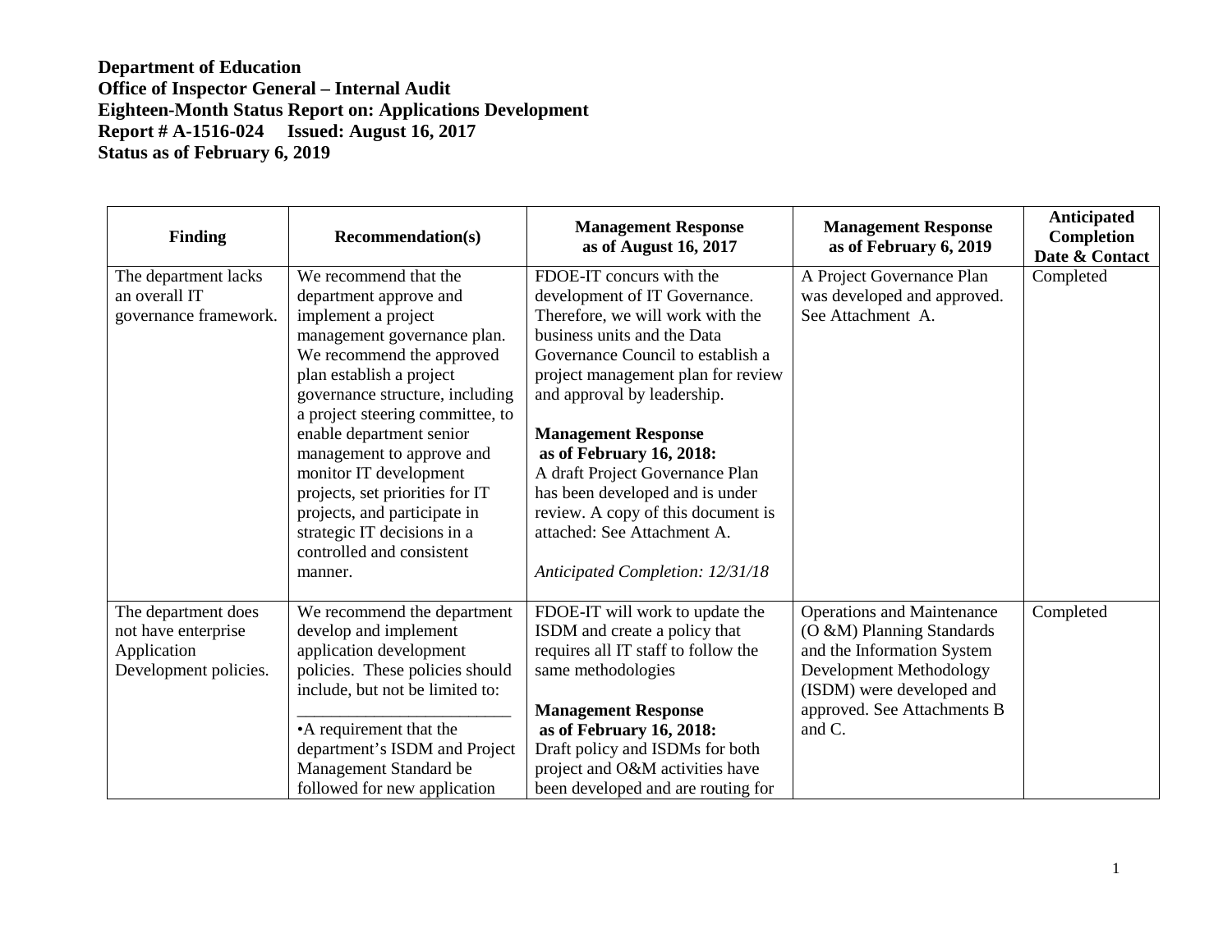**Department of Education**
**Office of Inspector General – Internal Audit**
**Eighteen-Month Status Report on: Applications Development**
**Report # A-1516-024 Issued: August 16, 2017**
**Status as of February 6, 2019**

| Finding | Recommendation(s) | Management Response as of August 16, 2017 | Management Response as of February 6, 2019 | Anticipated Completion Date & Contact |
|---|---|---|---|---|
| The department lacks an overall IT governance framework. | We recommend that the department approve and implement a project management governance plan. We recommend the approved plan establish a project governance structure, including a project steering committee, to enable department senior management to approve and monitor IT development projects, set priorities for IT projects, and participate in strategic IT decisions in a controlled and consistent manner. | FDOE-IT concurs with the development of IT Governance. Therefore, we will work with the business units and the Data Governance Council to establish a project management plan for review and approval by leadership.<br><br>**Management Response as of February 16, 2018:**<br>A draft Project Governance Plan has been developed and is under review. A copy of this document is attached: See Attachment A.<br><br>*Anticipated Completion: 12/31/18* | A Project Governance Plan was developed and approved. See Attachment A. | Completed |
| The department does not have enterprise Application Development policies. | We recommend the department develop and implement application development policies. These policies should include, but not be limited to:<br>________________________<br>•A requirement that the department's ISDM and Project Management Standard be followed for new application | FDOE-IT will work to update the ISDM and create a policy that requires all IT staff to follow the same methodologies<br><br>**Management Response as of February 16, 2018:**<br>Draft policy and ISDMs for both project and O&M activities have been developed and are routing for | Operations and Maintenance (O &M) Planning Standards and the Information System Development Methodology (ISDM) were developed and approved. See Attachments B and C. | Completed |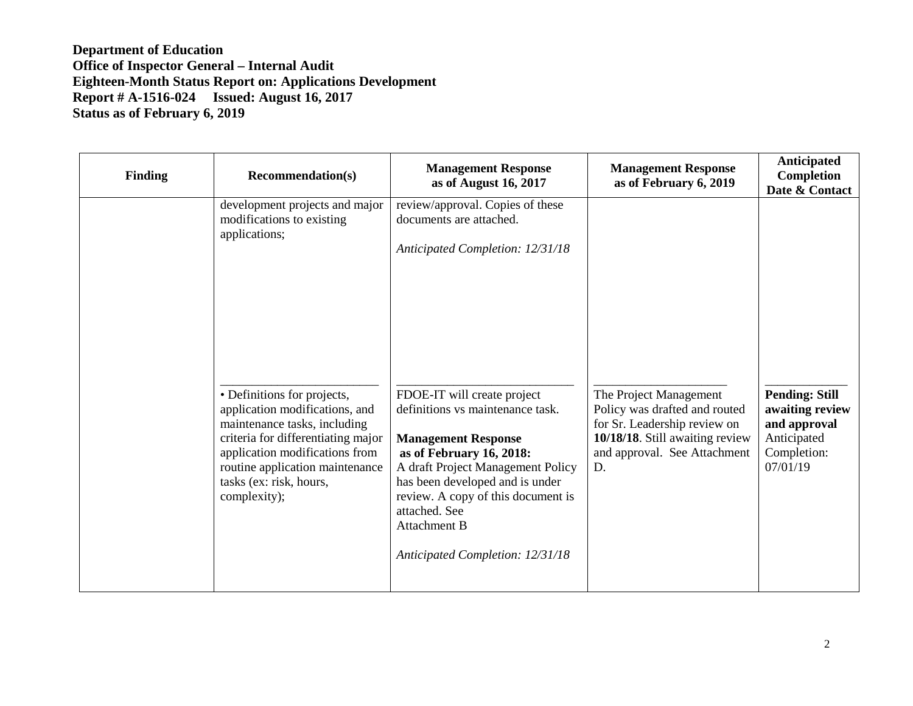**Department of Education**
**Office of Inspector General – Internal Audit**
**Eighteen-Month Status Report on: Applications Development**
**Report # A-1516-024 Issued: August 16, 2017**
**Status as of February 6, 2019**

| Finding | Recommendation(s) | Management Response as of August 16, 2017 | Management Response as of February 6, 2019 | Anticipated Completion Date & Contact |
|---|---|---|---|---|
| | development projects and major modifications to existing applications; | review/approval. Copies of these documents are attached.<br><br>*Anticipated Completion: 12/31/18* | | |
| | • Definitions for projects, application modifications, and maintenance tasks, including criteria for differentiating major application modifications from routine application maintenance tasks (ex: risk, hours, complexity); | FDOE-IT will create project definitions vs maintenance task.<br><br>**Management Response as of February 16, 2018:**<br>A draft Project Management Policy has been developed and is under review. A copy of this document is attached. See Attachment B<br><br>*Anticipated Completion: 12/31/18* | The Project Management Policy was drafted and routed for Sr. Leadership review on **10/18/18**. Still awaiting review and approval. See Attachment D. | **Pending: Still awaiting review and approval**<br>Anticipated Completion: 07/01/19 |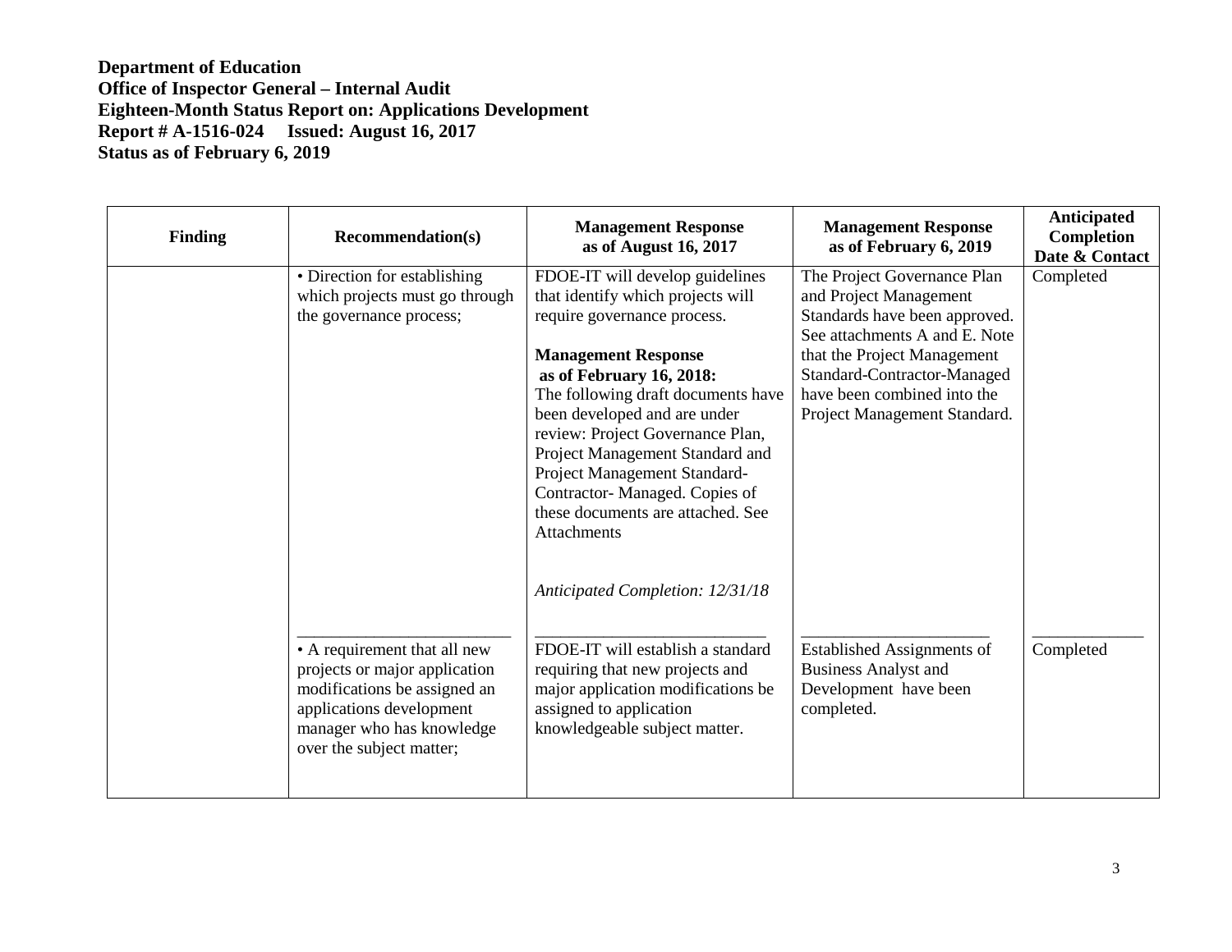**Department of Education**
**Office of Inspector General – Internal Audit**
**Eighteen-Month Status Report on: Applications Development**
**Report # A-1516-024 Issued: August 16, 2017**
**Status as of February 6, 2019**

| Finding | Recommendation(s) | Management Response as of August 16, 2017 | Management Response as of February 6, 2019 | Anticipated Completion Date & Contact |
|---|---|---|---|---|
| | • Direction for establishing which projects must go through the governance process; | FDOE-IT will develop guidelines that identify which projects will require governance process.<br><br>**Management Response as of February 16, 2018:**<br>The following draft documents have been developed and are under review: Project Governance Plan, Project Management Standard and Project Management Standard-Contractor- Managed. Copies of these documents are attached. See Attachments<br><br>*Anticipated Completion: 12/31/18* | The Project Governance Plan and Project Management Standards have been approved. See attachments A and E. Note that the Project Management Standard-Contractor-Managed have been combined into the Project Management Standard. | Completed |
| | • A requirement that all new projects or major application modifications be assigned an applications development manager who has knowledge over the subject matter; | FDOE-IT will establish a standard requiring that new projects and major application modifications be assigned to application knowledgeable subject matter. | Established Assignments of Business Analyst and Development have been completed. | Completed |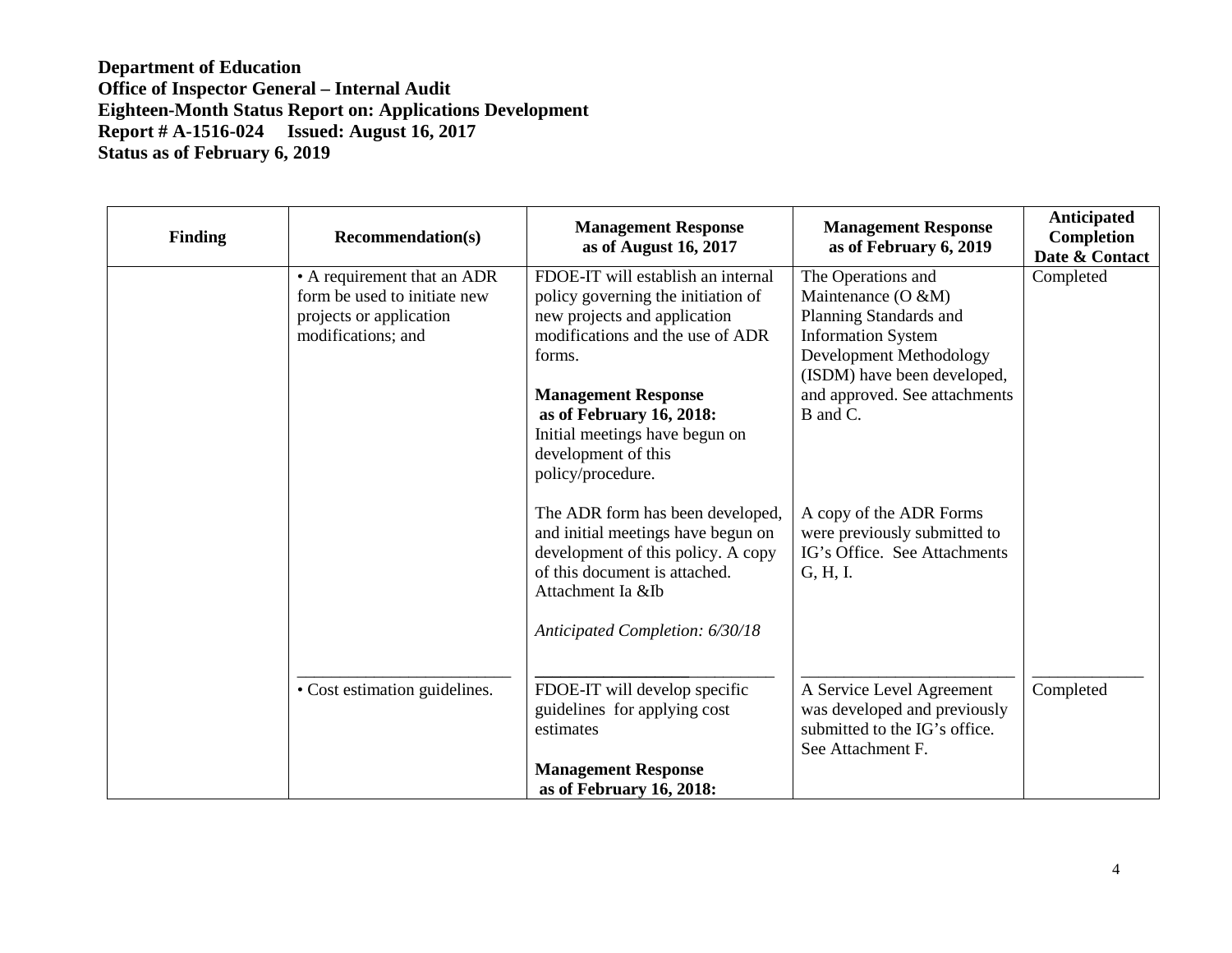**Department of Education**
**Office of Inspector General – Internal Audit**
**Eighteen-Month Status Report on: Applications Development**
**Report # A-1516-024 Issued: August 16, 2017**
**Status as of February 6, 2019**

| Finding | Recommendation(s) | Management Response as of August 16, 2017 | Management Response as of February 6, 2019 | Anticipated Completion Date & Contact |
|---|---|---|---|---|
| | • A requirement that an ADR form be used to initiate new projects or application modifications; and | FDOE-IT will establish an internal policy governing the initiation of new projects and application modifications and the use of ADR forms.<br><br>**Management Response as of February 16, 2018:**<br>Initial meetings have begun on development of this policy/procedure.<br><br>The ADR form has been developed, and initial meetings have begun on development of this policy. A copy of this document is attached. Attachment Ia &Ib<br><br>*Anticipated Completion: 6/30/18* | The Operations and Maintenance (O &M) Planning Standards and Information System Development Methodology (ISDM) have been developed, and approved. See attachments B and C.<br><br>A copy of the ADR Forms were previously submitted to IG's Office. See Attachments G, H, I. | Completed |
| | • Cost estimation guidelines. | FDOE-IT will develop specific guidelines for applying cost estimates<br><br>**Management Response as of February 16, 2018:** | A Service Level Agreement was developed and previously submitted to the IG's office. See Attachment F. | Completed |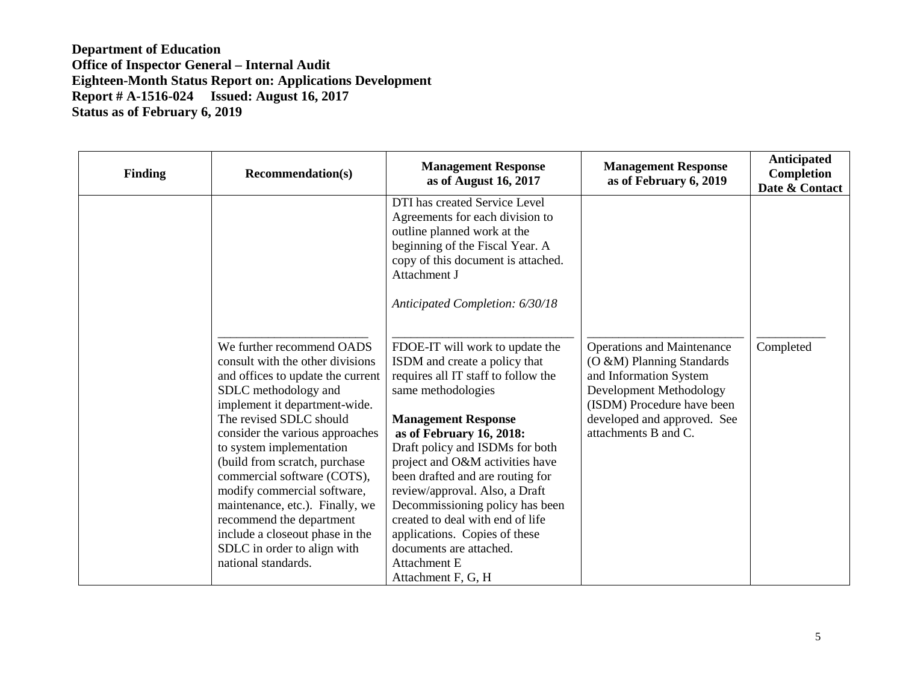**Department of Education**
**Office of Inspector General – Internal Audit**
**Eighteen-Month Status Report on: Applications Development**
**Report # A-1516-024 Issued: August 16, 2017**
**Status as of February 6, 2019**

| Finding | Recommendation(s) | Management Response as of August 16, 2017 | Management Response as of February 6, 2019 | Anticipated Completion Date & Contact |
|---|---|---|---|---|
| | | DTI has created Service Level Agreements for each division to outline planned work at the beginning of the Fiscal Year. A copy of this document is attached. Attachment J<br><br>*Anticipated Completion: 6/30/18* | | |
| | We further recommend OADS consult with the other divisions and offices to update the current SDLC methodology and implement it department-wide. The revised SDLC should consider the various approaches to system implementation (build from scratch, purchase commercial software (COTS), modify commercial software, maintenance, etc.). Finally, we recommend the department include a closeout phase in the SDLC in order to align with national standards. | FDOE-IT will work to update the ISDM and create a policy that requires all IT staff to follow the same methodologies<br><br>**Management Response as of February 16, 2018:**<br>Draft policy and ISDMs for both project and O&M activities have been drafted and are routing for review/approval. Also, a Draft Decommissioning policy has been created to deal with end of life applications. Copies of these documents are attached.<br>Attachment E<br>Attachment F, G, H | Operations and Maintenance (O &M) Planning Standards and Information System Development Methodology (ISDM) Procedure have been developed and approved. See attachments B and C. | Completed |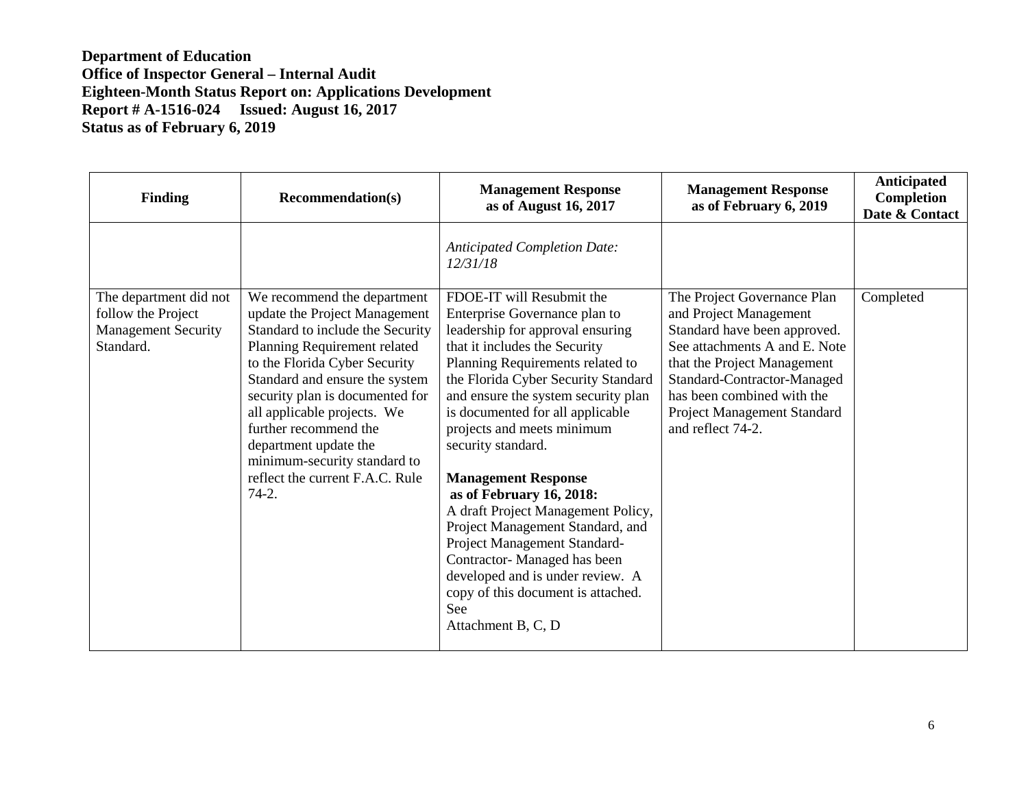**Department of Education**
**Office of Inspector General – Internal Audit**
**Eighteen-Month Status Report on: Applications Development**
**Report # A-1516-024 Issued: August 16, 2017**
**Status as of February 6, 2019**

| Finding | Recommendation(s) | Management Response as of August 16, 2017 | Management Response as of February 6, 2019 | Anticipated Completion Date & Contact |
|---|---|---|---|---|
| | | *Anticipated Completion Date: 12/31/18* | | |
| The department did not follow the Project Management Security Standard. | We recommend the department update the Project Management Standard to include the Security Planning Requirement related to the Florida Cyber Security Standard and ensure the system security plan is documented for all applicable projects. We further recommend the department update the minimum-security standard to reflect the current F.A.C. Rule 74-2. | FDOE-IT will Resubmit the Enterprise Governance plan to leadership for approval ensuring that it includes the Security Planning Requirements related to the Florida Cyber Security Standard and ensure the system security plan is documented for all applicable projects and meets minimum security standard.<br><br>**Management Response as of February 16, 2018:**<br>A draft Project Management Policy, Project Management Standard, and Project Management Standard-Contractor- Managed has been developed and is under review. A copy of this document is attached. See Attachment B, C, D | The Project Governance Plan and Project Management Standard have been approved. See attachments A and E. Note that the Project Management Standard-Contractor-Managed has been combined with the Project Management Standard and reflect 74-2. | Completed |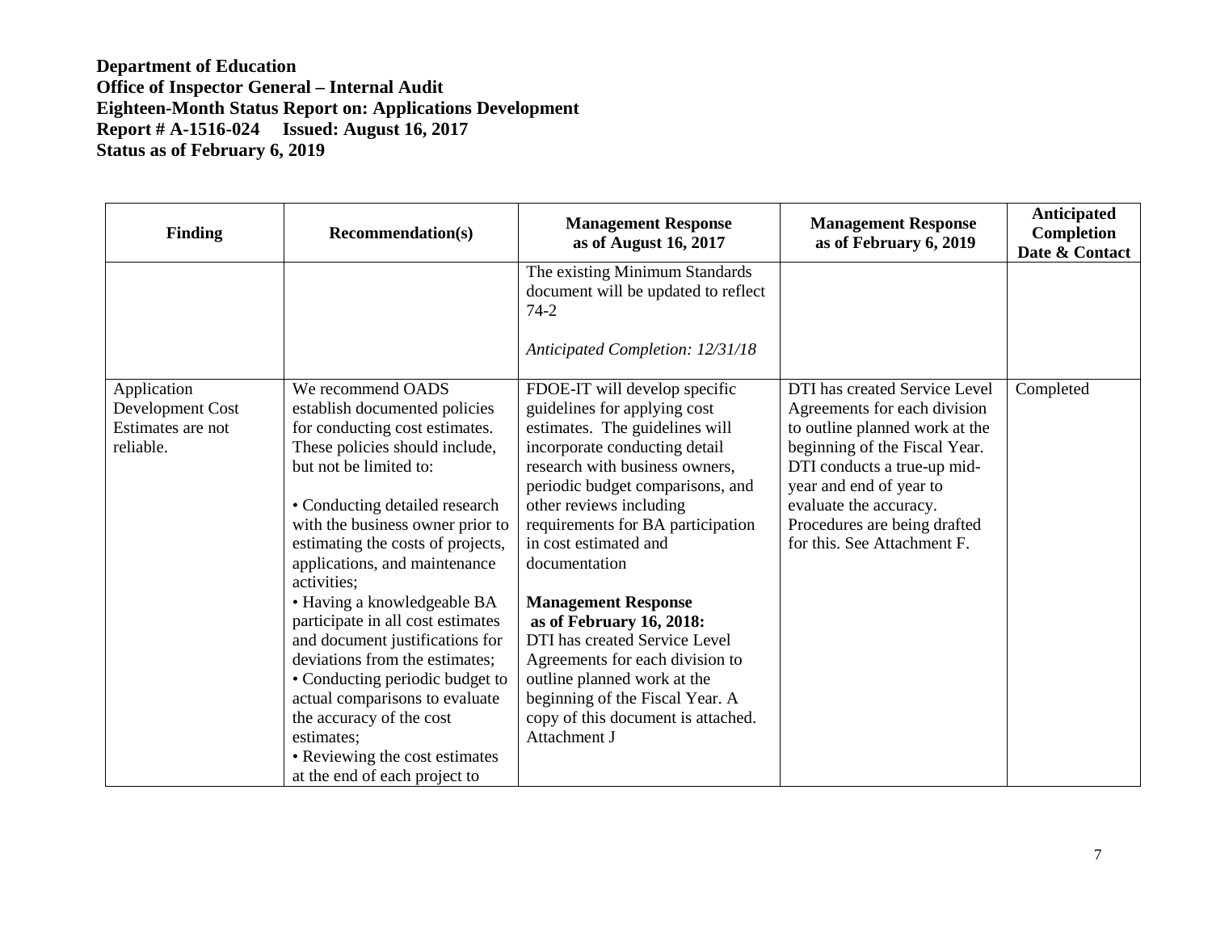**Department of Education**
**Office of Inspector General – Internal Audit**
**Eighteen-Month Status Report on: Applications Development**
**Report # A-1516-024 Issued: August 16, 2017**
**Status as of February 6, 2019**

| Finding | Recommendation(s) | Management Response as of August 16, 2017 | Management Response as of February 6, 2019 | Anticipated Completion Date & Contact |
|---|---|---|---|---|
| | | The existing Minimum Standards document will be updated to reflect 74-2<br><br>*Anticipated Completion: 12/31/18* | | |
| Application Development Cost Estimates are not reliable. | We recommend OADS establish documented policies for conducting cost estimates. These policies should include, but not be limited to:<br><br>• Conducting detailed research with the business owner prior to estimating the costs of projects, applications, and maintenance activities;<br>• Having a knowledgeable BA participate in all cost estimates and document justifications for deviations from the estimates;<br>• Conducting periodic budget to actual comparisons to evaluate the accuracy of the cost estimates;<br>• Reviewing the cost estimates at the end of each project to | FDOE-IT will develop specific guidelines for applying cost estimates. The guidelines will incorporate conducting detail research with business owners, periodic budget comparisons, and other reviews including requirements for BA participation in cost estimated and documentation<br><br>**Management Response as of February 16, 2018:**<br>DTI has created Service Level Agreements for each division to outline planned work at the beginning of the Fiscal Year. A copy of this document is attached. Attachment J | DTI has created Service Level Agreements for each division to outline planned work at the beginning of the Fiscal Year. DTI conducts a true-up mid-year and end of year to evaluate the accuracy. Procedures are being drafted for this. See Attachment F. | Completed |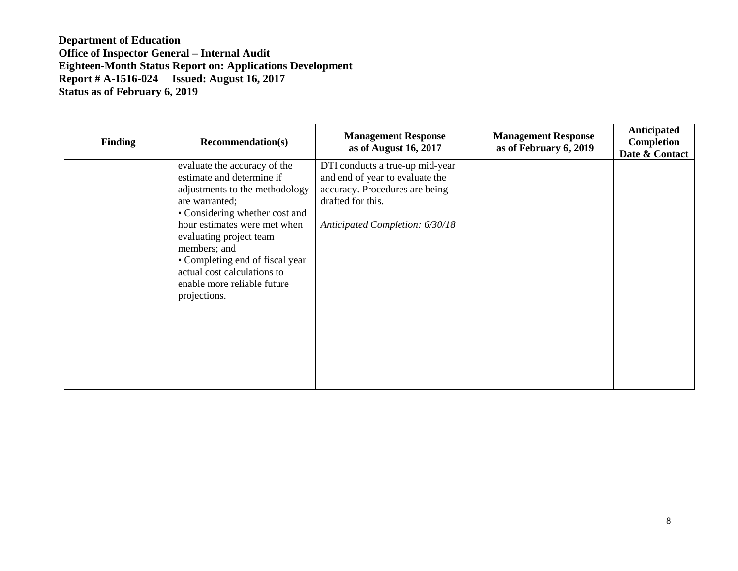**Department of Education**
**Office of Inspector General – Internal Audit**
**Eighteen-Month Status Report on: Applications Development**
**Report # A-1516-024 Issued: August 16, 2017**
**Status as of February 6, 2019**

| Finding | Recommendation(s) | Management Response as of August 16, 2017 | Management Response as of February 6, 2019 | Anticipated Completion Date & Contact |
|---|---|---|---|---|
| | evaluate the accuracy of the estimate and determine if adjustments to the methodology are warranted;<br>• Considering whether cost and hour estimates were met when evaluating project team members; and<br>• Completing end of fiscal year actual cost calculations to enable more reliable future projections. | DTI conducts a true-up mid-year and end of year to evaluate the accuracy. Procedures are being drafted for this.<br><br>*Anticipated Completion: 6/30/18* | | |